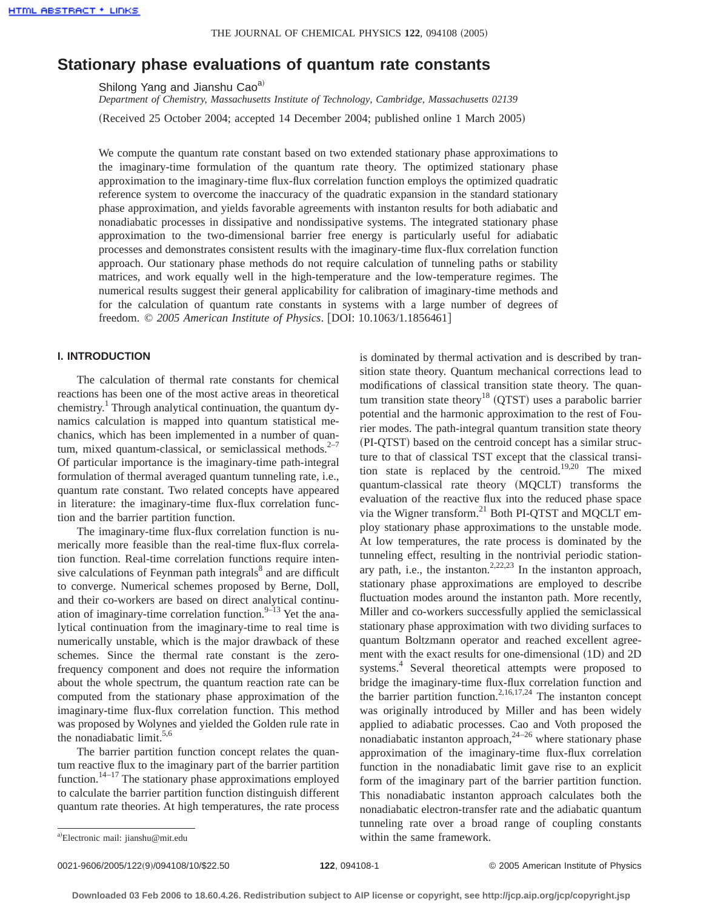# Stationary phase evaluations of quantum rate constants

Shilong Yang and Jianshu Cao[a]

*Department of Chemistry, Massachusetts Institute of Technology, Cambridge, Massachusetts 02139*

(Received 25 October 2004; accepted 14 December 2004; published online 1 March 2005)

We compute the quantum rate constant based on two extended stationary phase approximations to the imaginary-time formulation of the quantum rate theory. The optimized stationary phase approximation to the imaginary-time flux-flux correlation function employs the optimized quadratic reference system to overcome the inaccuracy of the quadratic expansion in the standard stationary phase approximation, and yields favorable agreements with instanton results for both adiabatic and nonadiabatic processes in dissipative and nondissipative systems. The integrated stationary phase approximation to the two-dimensional barrier free energy is particularly useful for adiabatic processes and demonstrates consistent results with the imaginary-time flux-flux correlation function approach. Our stationary phase methods do not require calculation of tunneling paths or stability matrices, and work equally well in the high-temperature and the low-temperature regimes. The numerical results suggest their general applicability for calibration of imaginary-time methods and for the calculation of quantum rate constants in systems with a large number of degrees of freedom. © *2005 American Institute of Physics*. [DOI: 10.1063/1.1856461]

## I. INTRODUCTION

The calculation of thermal rate constants for chemical reactions has been one of the most active areas in theoretical chemistry.[1] Through analytical continuation, the quantum dynamics calculation is mapped into quantum statistical mechanics, which has been implemented in a number of quantum, mixed quantum-classical, or semiclassical methods.[2–7] Of particular importance is the imaginary-time path-integral formulation of thermal averaged quantum tunneling rate, i.e., quantum rate constant. Two related concepts have appeared in literature: the imaginary-time flux-flux correlation function and the barrier partition function.

The imaginary-time flux-flux correlation function is numerically more feasible than the real-time flux-flux correlation function. Real-time correlation functions require intensive calculations of Feynman path integrals[8] and are difficult to converge. Numerical schemes proposed by Berne, Doll, and their co-workers are based on direct analytical continuation of imaginary-time correlation function.[9–13] Yet the analytical continuation from the imaginary-time to real time is numerically unstable, which is the major drawback of these schemes. Since the thermal rate constant is the zero-frequency component and does not require the information about the whole spectrum, the quantum reaction rate can be computed from the stationary phase approximation of the imaginary-time flux-flux correlation function. This method was proposed by Wolynes and yielded the Golden rule rate in the nonadiabatic limit.[5,6]

The barrier partition function concept relates the quantum reactive flux to the imaginary part of the barrier partition function.[14–17] The stationary phase approximations employed to calculate the barrier partition function distinguish different quantum rate theories. At high temperatures, the rate process is dominated by thermal activation and is described by transition state theory. Quantum mechanical corrections lead to modifications of classical transition state theory. The quantum transition state theory[18] (QTST) uses a parabolic barrier potential and the harmonic approximation to the rest of Fourier modes. The path-integral quantum transition state theory (PI-QTST) based on the centroid concept has a similar structure to that of classical TST except that the classical transition state is replaced by the centroid.[19,20] The mixed quantum-classical rate theory (MQCLT) transforms the evaluation of the reactive flux into the reduced phase space via the Wigner transform.[21] Both PI-QTST and MQCLT employ stationary phase approximations to the unstable mode. At low temperatures, the rate process is dominated by the tunneling effect, resulting in the nontrivial periodic stationary path, i.e., the instanton.[2,22,23] In the instanton approach, stationary phase approximations are employed to describe fluctuation modes around the instanton path. More recently, Miller and co-workers successfully applied the semiclassical stationary phase approximation with two dividing surfaces to quantum Boltzmann operator and reached excellent agreement with the exact results for one-dimensional (1D) and 2D systems.[4] Several theoretical attempts were proposed to bridge the imaginary-time flux-flux correlation function and the barrier partition function.[2,16,17,24] The instanton concept was originally introduced by Miller and has been widely applied to adiabatic processes. Cao and Voth proposed the nonadiabatic instanton approach,[24–26] where stationary phase approximation of the imaginary-time flux-flux correlation function in the nonadiabatic limit gave rise to an explicit form of the imaginary part of the barrier partition function. This nonadiabatic instanton approach calculates both the nonadiabatic electron-transfer rate and the adiabatic quantum tunneling rate over a broad range of coupling constants within the same framework.

[a]Electronic mail: jianshu@mit.edu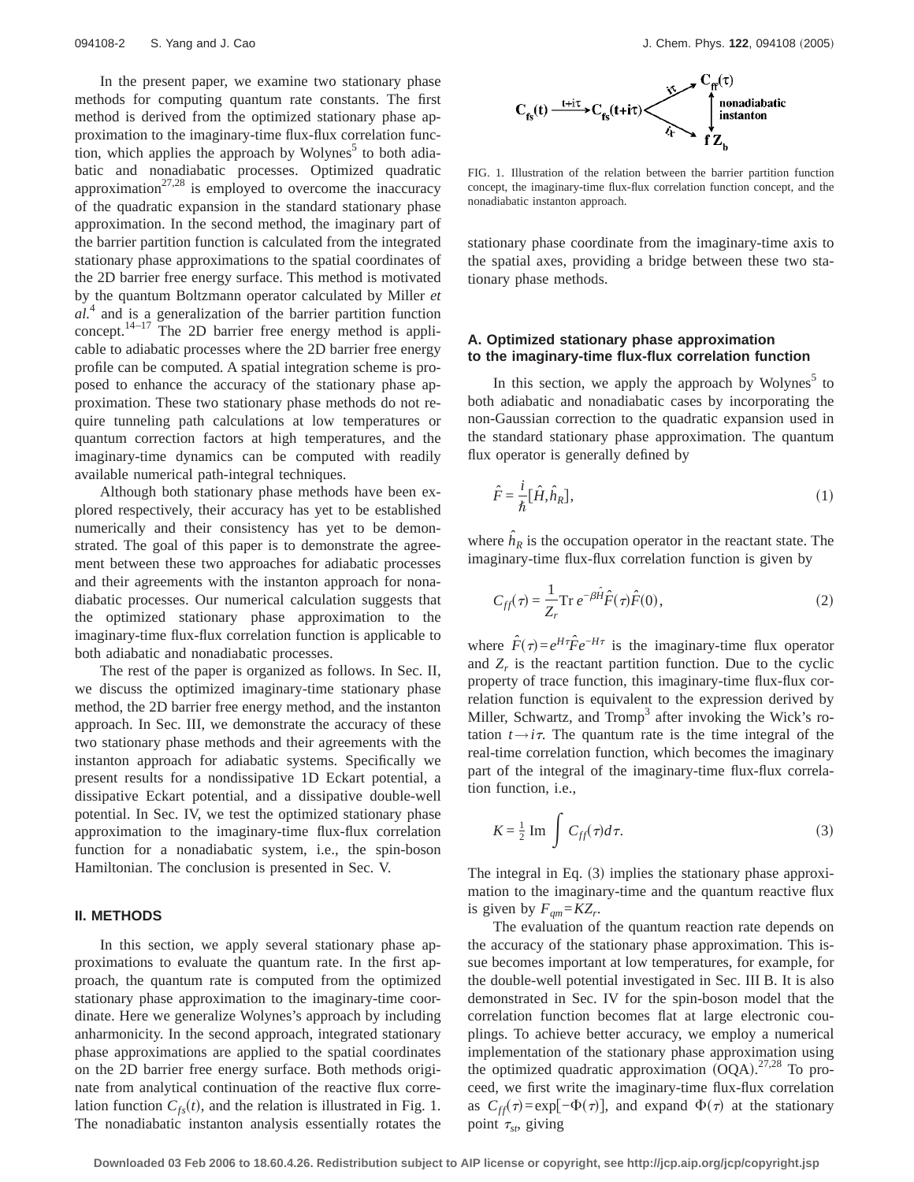In the present paper, we examine two stationary phase methods for computing quantum rate constants. The first method is derived from the optimized stationary phase approximation to the imaginary-time flux-flux correlation function, which applies the approach by Wolynes[5] to both adiabatic and nonadiabatic processes. Optimized quadratic approximation[27,28] is employed to overcome the inaccuracy of the quadratic expansion in the standard stationary phase approximation. In the second method, the imaginary part of the barrier partition function is calculated from the integrated stationary phase approximations to the spatial coordinates of the 2D barrier free energy surface. This method is motivated by the quantum Boltzmann operator calculated by Miller *et al.*[4] and is a generalization of the barrier partition function concept.[14–17] The 2D barrier free energy method is applicable to adiabatic processes where the 2D barrier free energy profile can be computed. A spatial integration scheme is proposed to enhance the accuracy of the stationary phase approximation. These two stationary phase methods do not require tunneling path calculations at low temperatures or quantum correction factors at high temperatures, and the imaginary-time dynamics can be computed with readily available numerical path-integral techniques.

Although both stationary phase methods have been explored respectively, their accuracy has yet to be established numerically and their consistency has yet to be demonstrated. The goal of this paper is to demonstrate the agreement between these two approaches for adiabatic processes and their agreements with the instanton approach for nonadiabatic processes. Our numerical calculation suggests that the optimized stationary phase approximation to the imaginary-time flux-flux correlation function is applicable to both adiabatic and nonadiabatic processes.

The rest of the paper is organized as follows. In Sec. II, we discuss the optimized imaginary-time stationary phase method, the 2D barrier free energy method, and the instanton approach. In Sec. III, we demonstrate the accuracy of these two stationary phase methods and their agreements with the instanton approach for adiabatic systems. Specifically we present results for a nondissipative 1D Eckart potential, a dissipative Eckart potential, and a dissipative double-well potential. In Sec. IV, we test the optimized stationary phase approximation to the imaginary-time flux-flux correlation function for a nonadiabatic system, i.e., the spin-boson Hamiltonian. The conclusion is presented in Sec. V.

## II. METHODS

In this section, we apply several stationary phase approximations to evaluate the quantum rate. In the first approach, the quantum rate is computed from the optimized stationary phase approximation to the imaginary-time coordinate. Here we generalize Wolynes's approach by including anharmonicity. In the second approach, integrated stationary phase approximations are applied to the spatial coordinates on the 2D barrier free energy surface. Both methods originate from analytical continuation of the reactive flux correlation function $C_{fs}(t)$, and the relation is illustrated in Fig. 1. The nonadiabatic instanton analysis essentially rotates the stationary phase coordinate from the imaginary-time axis to the spatial axes, providing a bridge between these two stationary phase methods.

FIG. 1. Illustration of the relation between the barrier partition function concept, the imaginary-time flux-flux correlation function concept, and the nonadiabatic instanton approach.

### A. Optimized stationary phase approximation to the imaginary-time flux-flux correlation function

In this section, we apply the approach by Wolynes[5] to both adiabatic and nonadiabatic cases by incorporating the non-Gaussian correction to the quadratic expansion used in the standard stationary phase approximation. The quantum flux operator is generally defined by

$$\hat{F} = \frac{i}{\hbar}[\hat{H}, \hat{h}_R], \tag{1}$$

where $\hat{h}_R$ is the occupation operator in the reactant state. The imaginary-time flux-flux correlation function is given by

$$C_{ff}(\tau) = \frac{1}{Z_r} \mathrm{Tr}\, e^{-\beta \hat{H}} \hat{F}(\tau) \hat{F}(0), \tag{2}$$

where $\hat{F}(\tau) = e^{H\tau} \hat{F} e^{-H\tau}$ is the imaginary-time flux operator and $Z_r$ is the reactant partition function. Due to the cyclic property of trace function, this imaginary-time flux-flux correlation function is equivalent to the expression derived by Miller, Schwartz, and Tromp[3] after invoking the Wick's rotation $t \to i\tau$. The quantum rate is the time integral of the real-time correlation function, which becomes the imaginary part of the integral of the imaginary-time flux-flux correlation function, i.e.,

$$K = \frac{1}{2} \mathrm{Im} \int C_{ff}(\tau) d\tau. \tag{3}$$

The integral in Eq. (3) implies the stationary phase approximation to the imaginary-time and the quantum reactive flux is given by $F_{qm} = K Z_r$.

The evaluation of the quantum reaction rate depends on the accuracy of the stationary phase approximation. This issue becomes important at low temperatures, for example, for the double-well potential investigated in Sec. III B. It is also demonstrated in Sec. IV for the spin-boson model that the correlation function becomes flat at large electronic couplings. To achieve better accuracy, we employ a numerical implementation of the stationary phase approximation using the optimized quadratic approximation (OQA).[27,28] To proceed, we first write the imaginary-time flux-flux correlation as $C_{ff}(\tau) = \exp[-\Phi(\tau)]$, and expand $\Phi(\tau)$ at the stationary point $\tau_{st}$, giving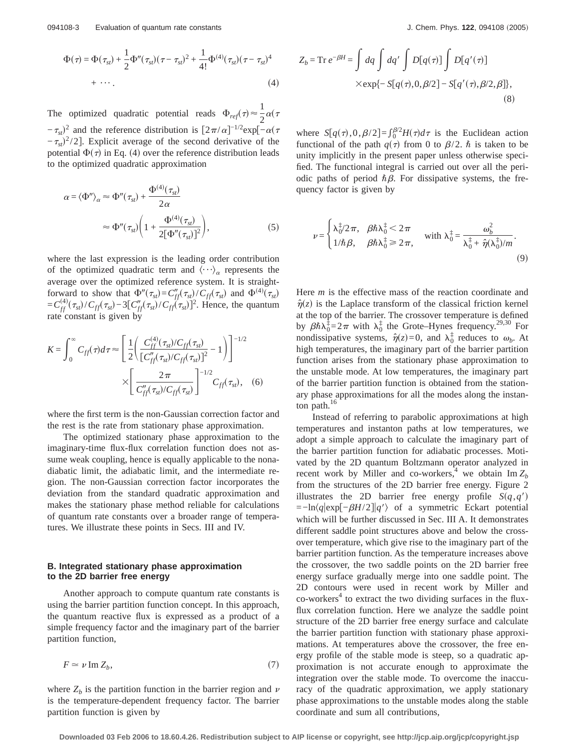$$\Phi(\tau) = \Phi(\tau_{st}) + \frac{1}{2}\Phi''(\tau_{st})(\tau-\tau_{st})^2 + \frac{1}{4!}\Phi^{(4)}(\tau_{st})(\tau-\tau_{st})^4 + \cdots. \tag{4}$$

The optimized quadratic potential reads $\Phi_{ref}(\tau) \approx \frac{1}{2}\alpha(\tau - \tau_{st})^2$ and the reference distribution is $[2\pi/\alpha]^{-1/2}\exp[-\alpha(\tau-\tau_{st})^2/2]$. Explicit average of the second derivative of the potential $\Phi(\tau)$ in Eq. (4) over the reference distribution leads to the optimized quadratic approximation

$$\alpha = \langle \Phi'' \rangle_\alpha \approx \Phi''(\tau_{st}) + \frac{\Phi^{(4)}(\tau_{st})}{2\alpha} \approx \Phi''(\tau_{st})\left(1 + \frac{\Phi^{(4)}(\tau_{st})}{2[\Phi''(\tau_{st})]^2}\right), \tag{5}$$

where the last expression is the leading order contribution of the optimized quadratic term and $\langle \cdots \rangle_\alpha$ represents the average over the optimized reference system. It is straightforward to show that $\Phi''(\tau_{st}) = C''_{ff}(\tau_{st})/C_{ff}(\tau_{st})$ and $\Phi^{(4)}(\tau_{st}) = C^{(4)}_{ff}(\tau_{st})/C_{ff}(\tau_{st}) - 3[C''_{ff}(\tau_{st})/C_{ff}(\tau_{st})]^2$. Hence, the quantum rate constant is given by

$$K = \int_0^\infty C_{ff}(\tau)d\tau \approx \left[\frac{1}{2}\left(\frac{C^{(4)}_{ff}(\tau_{st})/C_{ff}(\tau_{st})}{[C''_{ff}(\tau_{st})/C_{ff}(\tau_{st})]^2} - 1\right)\right]^{-1/2} \times \left[\frac{2\pi}{C''_{ff}(\tau_{st})/C_{ff}(\tau_{st})}\right]^{-1/2} C_{ff}(\tau_{st}), \tag{6}$$

where the first term is the non-Gaussian correction factor and the rest is the rate from stationary phase approximation.

The optimized stationary phase approximation to the imaginary-time flux-flux correlation function does not assume weak coupling, hence is equally applicable to the nonadiabatic limit, the adiabatic limit, and the intermediate region. The non-Gaussian correction factor incorporates the deviation from the standard quadratic approximation and makes the stationary phase method reliable for calculations of quantum rate constants over a broader range of temperatures. We illustrate these points in Secs. III and IV.

### B. Integrated stationary phase approximation to the 2D barrier free energy

Another approach to compute quantum rate constants is using the barrier partition function concept. In this approach, the quantum reactive flux is expressed as a product of a simple frequency factor and the imaginary part of the barrier partition function,

$$F \simeq \nu \,\mathrm{Im}\, Z_b, \tag{7}$$

where $Z_b$ is the partition function in the barrier region and $\nu$ is the temperature-dependent frequency factor. The barrier partition function is given by

$$Z_b = \mathrm{Tr}\, e^{-\beta H} = \int dq \int dq' \int D[q(\tau)] \int D[q'(\tau)] \times \exp\{-S[q(\tau),0,\beta/2] - S[q'(\tau),\beta/2,\beta]\}, \tag{8}$$

where $S[q(\tau),0,\beta/2] = \int_0^{\beta/2} H(\tau)d\tau$ is the Euclidean action functional of the path $q(\tau)$ from 0 to $\beta/2$. $\hbar$ is taken to be unity implicitly in the present paper unless otherwise specified. The functional integral is carried out over all the periodic paths of period $\hbar\beta$. For dissipative systems, the frequency factor is given by

$$\nu = \begin{cases} \lambda_0^\ddagger/2\pi, & \beta\hbar\lambda_0^\ddagger < 2\pi \\ 1/\hbar\beta, & \beta\hbar\lambda_0^\ddagger \geq 2\pi, \end{cases} \quad \text{with } \lambda_0^\ddagger = \frac{\omega_b^2}{\lambda_0^\ddagger + \hat{\eta}(\lambda_0^\ddagger)/m}. \tag{9}$$

Here $m$ is the effective mass of the reaction coordinate and $\hat{\eta}(z)$ is the Laplace transform of the classical friction kernel at the top of the barrier. The crossover temperature is defined by $\beta\hbar\lambda_0^\ddagger = 2\pi$ with $\lambda_0^\ddagger$ the Grote–Hynes frequency.[29,30] For nondissipative systems, $\hat{\eta}(z)=0$, and $\lambda_0^\ddagger$ reduces to $\omega_b$. At high temperatures, the imaginary part of the barrier partition function arises from the stationary phase approximation to the unstable mode. At low temperatures, the imaginary part of the barrier partition function is obtained from the stationary phase approximations for all the modes along the instanton path.[16]

Instead of referring to parabolic approximations at high temperatures and instanton paths at low temperatures, we adopt a simple approach to calculate the imaginary part of the barrier partition function for adiabatic processes. Motivated by the 2D quantum Boltzmann operator analyzed in recent work by Miller and co-workers,[4] we obtain $\mathrm{Im}\, Z_b$ from the structures of the 2D barrier free energy. Figure 2 illustrates the 2D barrier free energy profile $S(q,q') = -\ln\langle q|\exp[-\beta H/2]|q'\rangle$ of a symmetric Eckart potential which will be further discussed in Sec. III A. It demonstrates different saddle point structures above and below the crossover temperature, which give rise to the imaginary part of the barrier partition function. As the temperature increases above the crossover, the two saddle points on the 2D barrier free energy surface gradually merge into one saddle point. The 2D contours were used in recent work by Miller and co-workers[4] to extract the two dividing surfaces in the flux-flux correlation function. Here we analyze the saddle point structure of the 2D barrier free energy surface and calculate the barrier partition function with stationary phase approximations. At temperatures above the crossover, the free energy profile of the stable mode is steep, so a quadratic approximation is not accurate enough to approximate the integration over the stable mode. To overcome the inaccuracy of the quadratic approximation, we apply stationary phase approximations to the unstable modes along the stable coordinate and sum all contributions,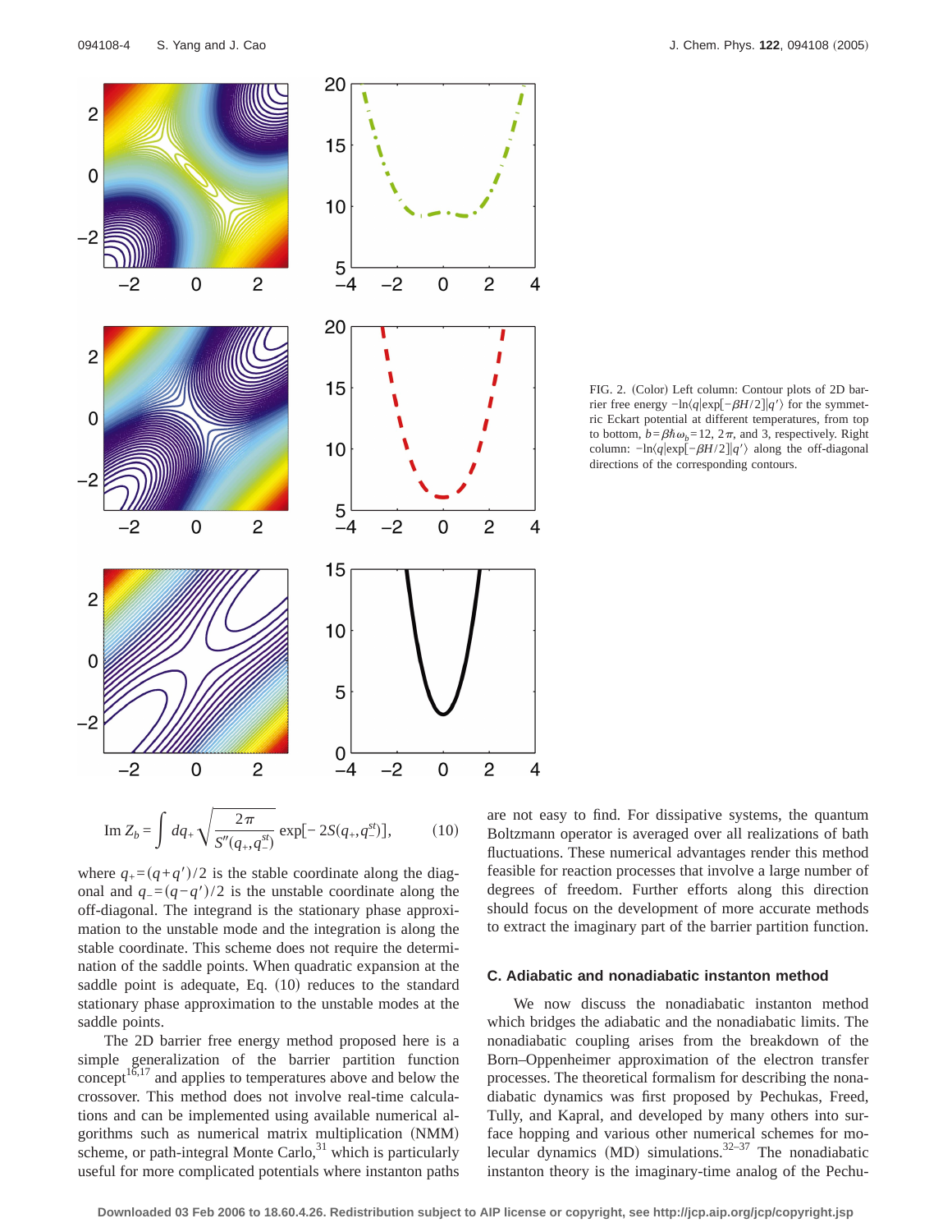FIG. 2. (Color) Left column: Contour plots of 2D barrier free energy $-\ln\langle q|\exp[-\beta H/2]|q'\rangle$ for the symmetric Eckart potential at different temperatures, from top to bottom, $b=\beta\hbar\omega_b=12$, $2\pi$, and 3, respectively. Right column: $-\ln\langle q|\exp[-\beta H/2]|q'\rangle$ along the off-diagonal directions of the corresponding contours.

$$\text{Im } Z_b = \int dq_+ \sqrt{\frac{2\pi}{S''(q_+,q_-^{st})}} \exp[-2S(q_+,q_-^{st})], \tag{10}$$

where $q_+=(q+q')/2$ is the stable coordinate along the diagonal and $q_-=(q-q')/2$ is the unstable coordinate along the off-diagonal. The integrand is the stationary phase approximation to the unstable mode and the integration is along the stable coordinate. This scheme does not require the determination of the saddle points. When quadratic expansion at the saddle point is adequate, Eq. (10) reduces to the standard stationary phase approximation to the unstable modes at the saddle points.

The 2D barrier free energy method proposed here is a simple generalization of the barrier partition function concept[16,17] and applies to temperatures above and below the crossover. This method does not involve real-time calculations and can be implemented using available numerical algorithms such as numerical matrix multiplication (NMM) scheme, or path-integral Monte Carlo,[31] which is particularly useful for more complicated potentials where instanton paths are not easy to find. For dissipative systems, the quantum Boltzmann operator is averaged over all realizations of bath fluctuations. These numerical advantages render this method feasible for reaction processes that involve a large number of degrees of freedom. Further efforts along this direction should focus on the development of more accurate methods to extract the imaginary part of the barrier partition function.

### C. Adiabatic and nonadiabatic instanton method

We now discuss the nonadiabatic instanton method which bridges the adiabatic and the nonadiabatic limits. The nonadiabatic coupling arises from the breakdown of the Born–Oppenheimer approximation of the electron transfer processes. The theoretical formalism for describing the nonadiabatic dynamics was first proposed by Pechukas, Freed, Tully, and Kapral, and developed by many others into surface hopping and various other numerical schemes for molecular dynamics (MD) simulations.[32–37] The nonadiabatic instanton theory is the imaginary-time analog of the Pechu-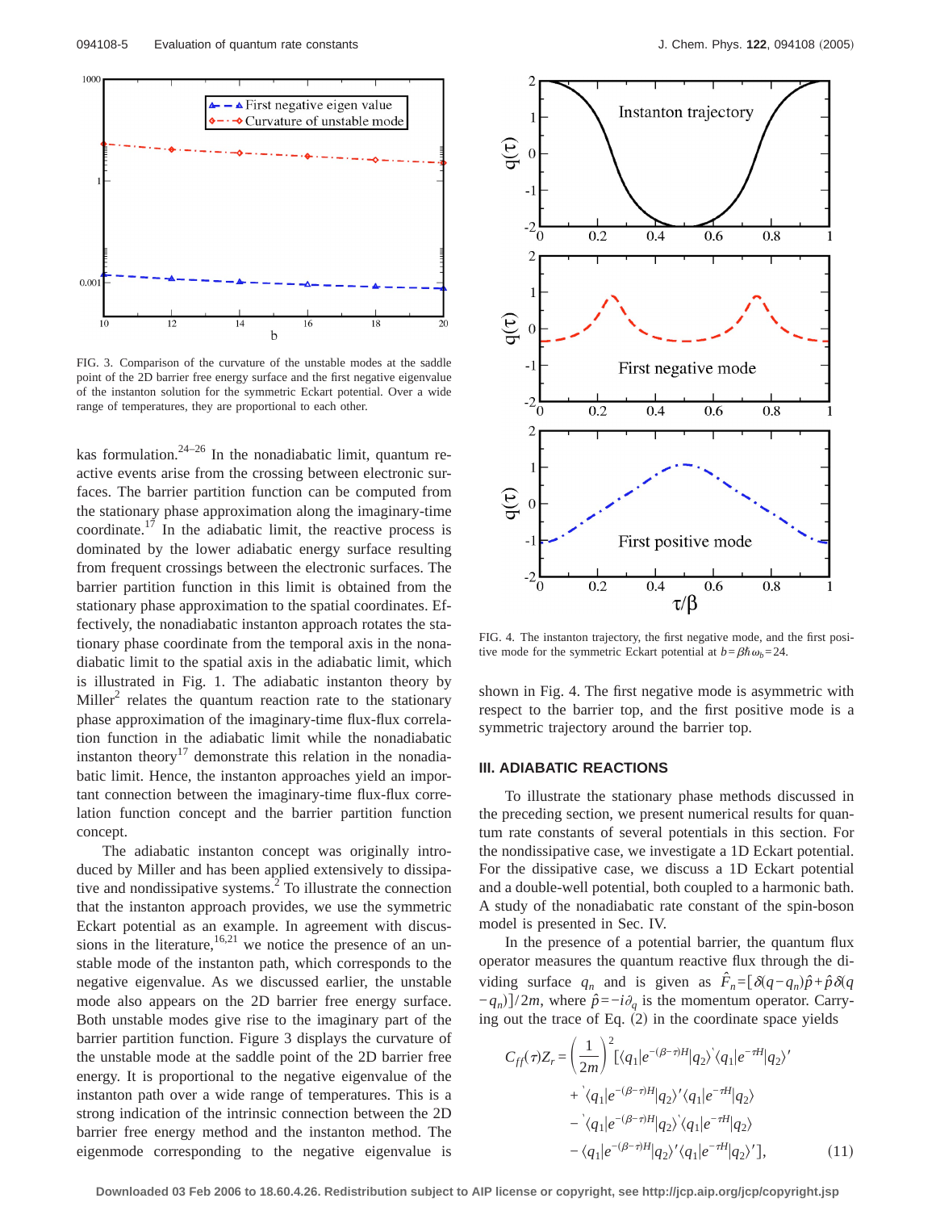FIG. 3. Comparison of the curvature of the unstable modes at the saddle point of the 2D barrier free energy surface and the first negative eigenvalue of the instanton solution for the symmetric Eckart potential. Over a wide range of temperatures, they are proportional to each other.

FIG. 4. The instanton trajectory, the first negative mode, and the first positive mode for the symmetric Eckart potential at $b=\beta\hbar\omega_b=24$.

kas formulation.[24–26] In the nonadiabatic limit, quantum reactive events arise from the crossing between electronic surfaces. The barrier partition function can be computed from the stationary phase approximation along the imaginary-time coordinate.[17] In the adiabatic limit, the reactive process is dominated by the lower adiabatic energy surface resulting from frequent crossings between the electronic surfaces. The barrier partition function in this limit is obtained from the stationary phase approximation to the spatial coordinates. Effectively, the nonadiabatic instanton approach rotates the stationary phase coordinate from the temporal axis in the nonadiabatic limit to the spatial axis in the adiabatic limit, which is illustrated in Fig. 1. The adiabatic instanton theory by Miller[2] relates the quantum reaction rate to the stationary phase approximation of the imaginary-time flux-flux correlation function in the adiabatic limit while the nonadiabatic instanton theory[17] demonstrate this relation in the nonadiabatic limit. Hence, the instanton approaches yield an important connection between the imaginary-time flux-flux correlation function concept and the barrier partition function concept.

The adiabatic instanton concept was originally introduced by Miller and has been applied extensively to dissipative and nondissipative systems.[2] To illustrate the connection that the instanton approach provides, we use the symmetric Eckart potential as an example. In agreement with discussions in the literature,[16,21] we notice the presence of an unstable mode of the instanton path, which corresponds to the negative eigenvalue. As we discussed earlier, the unstable mode also appears on the 2D barrier free energy surface. Both unstable modes give rise to the imaginary part of the barrier partition function. Figure 3 displays the curvature of the unstable mode at the saddle point of the 2D barrier free energy. It is proportional to the negative eigenvalue of the instanton path over a wide range of temperatures. This is a strong indication of the intrinsic connection between the 2D barrier free energy method and the instanton method. The eigenmode corresponding to the negative eigenvalue is shown in Fig. 4. The first negative mode is asymmetric with respect to the barrier top, and the first positive mode is a symmetric trajectory around the barrier top.

## III. ADIABATIC REACTIONS

To illustrate the stationary phase methods discussed in the preceding section, we present numerical results for quantum rate constants of several potentials in this section. For the nondissipative case, we investigate a 1D Eckart potential. For the dissipative case, we discuss a 1D Eckart potential and a double-well potential, both coupled to a harmonic bath. A study of the nonadiabatic rate constant of the spin-boson model is presented in Sec. IV.

In the presence of a potential barrier, the quantum flux operator measures the quantum reactive flux through the dividing surface $q_n$ and is given as $\hat{F}_n=[\delta(q-q_n)\hat{p}+\hat{p}\delta(q-q_n)]/2m$, where $\hat{p}=-i\partial_q$ is the momentum operator. Carrying out the trace of Eq. (2) in the coordinate space yields

$$C_{ff}(\tau)Z_r=\left(\frac{1}{2m}\right)^2[\langle q_1|e^{-(\beta-\tau)H}|q_2\rangle'\langle q_1|e^{-\tau H}|q_2\rangle'$$
$$+{}'\langle q_1|e^{-(\beta-\tau)H}|q_2\rangle'\langle q_1|e^{-\tau H}|q_2\rangle$$
$$-{}'\langle q_1|e^{-(\beta-\tau)H}|q_2\rangle'\langle q_1|e^{-\tau H}|q_2\rangle$$
$$-\langle q_1|e^{-(\beta-\tau)H}|q_2\rangle'\langle q_1|e^{-\tau H}|q_2\rangle'], \quad (11)$$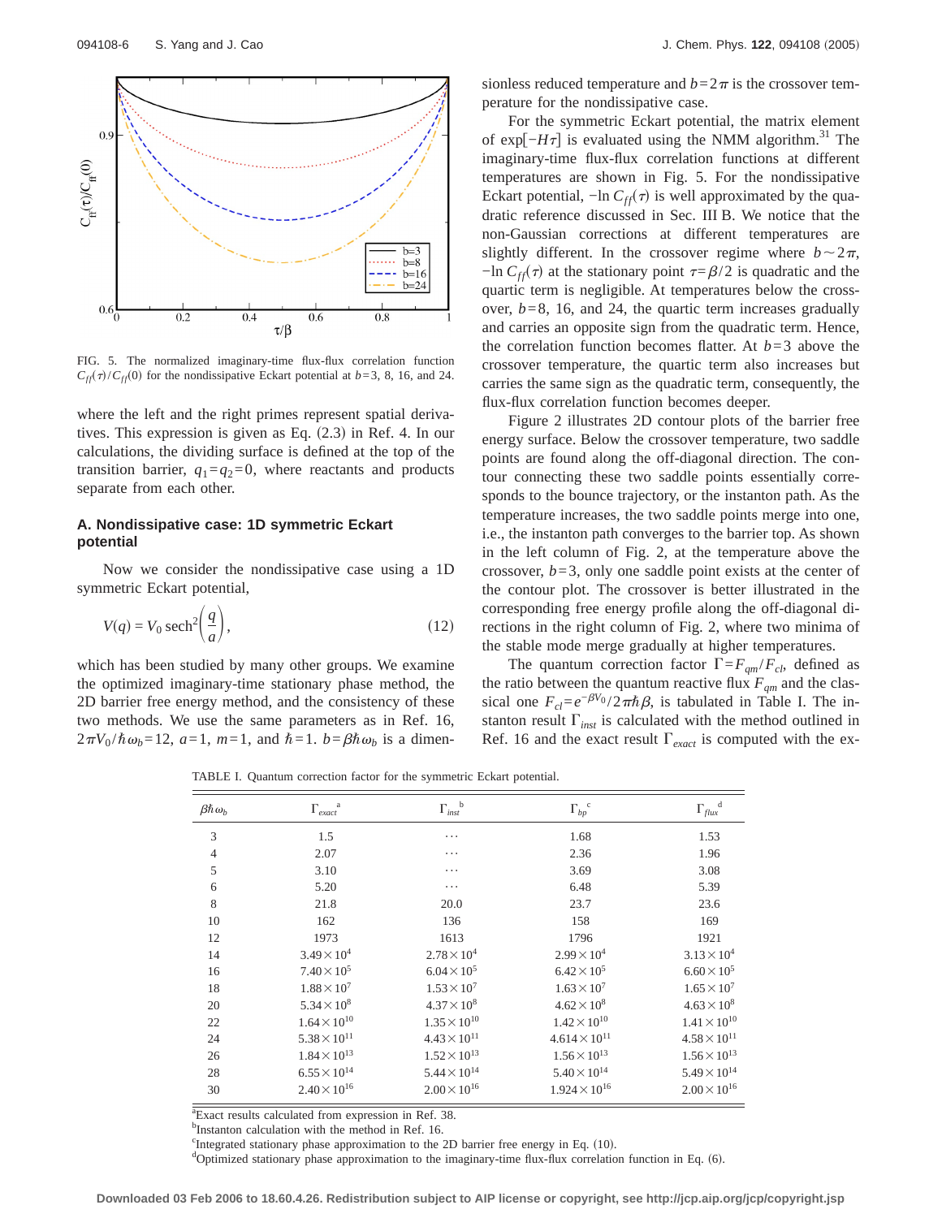FIG. 5. The normalized imaginary-time flux-flux correlation function $C_{ff}(\tau)/C_{ff}(0)$ for the nondissipative Eckart potential at $b=3$, 8, 16, and 24.

where the left and the right primes represent spatial derivatives. This expression is given as Eq. (2.3) in Ref. 4. In our calculations, the dividing surface is defined at the top of the transition barrier, $q_1=q_2=0$, where reactants and products separate from each other.

### A. Nondissipative case: 1D symmetric Eckart potential

Now we consider the nondissipative case using a 1D symmetric Eckart potential,

$$V(q) = V_0 \operatorname{sech}^2\left(\frac{q}{a}\right), \tag{12}$$

which has been studied by many other groups. We examine the optimized imaginary-time stationary phase method, the 2D barrier free energy method, and the consistency of these two methods. We use the same parameters as in Ref. 16, $2\pi V_0/\hbar\omega_b=12$, $a=1$, $m=1$, and $\hbar=1$. $b=\beta\hbar\omega_b$ is a dimensionless reduced temperature and $b=2\pi$ is the crossover temperature for the nondissipative case.

For the symmetric Eckart potential, the matrix element of $\exp[-H\tau]$ is evaluated using the NMM algorithm.[31] The imaginary-time flux-flux correlation functions at different temperatures are shown in Fig. 5. For the nondissipative Eckart potential, $-\ln C_{ff}(\tau)$ is well approximated by the quadratic reference discussed in Sec. III B. We notice that the non-Gaussian corrections at different temperatures are slightly different. In the crossover regime where $b\sim 2\pi$, $-\ln C_{ff}(\tau)$ at the stationary point $\tau=\beta/2$ is quadratic and the quartic term is negligible. At temperatures below the crossover, $b=8$, 16, and 24, the quartic term increases gradually and carries an opposite sign from the quadratic term. Hence, the correlation function becomes flatter. At $b=3$ above the crossover temperature, the quartic term also increases but carries the same sign as the quadratic term, consequently, the flux-flux correlation function becomes deeper.

Figure 2 illustrates 2D contour plots of the barrier free energy surface. Below the crossover temperature, two saddle points are found along the off-diagonal direction. The contour connecting these two saddle points essentially corresponds to the bounce trajectory, or the instanton path. As the temperature increases, the two saddle points merge into one, i.e., the instanton path converges to the barrier top. As shown in the left column of Fig. 2, at the temperature above the crossover, $b=3$, only one saddle point exists at the center of the contour plot. The crossover is better illustrated in the corresponding free energy profile along the off-diagonal directions in the right column of Fig. 2, where two minima of the stable mode merge gradually at higher temperatures.

The quantum correction factor $\Gamma=F_{qm}/F_{cl}$, defined as the ratio between the quantum reactive flux $F_{qm}$ and the classical one $F_{cl}=e^{-\beta V_0}/2\pi\hbar\beta$, is tabulated in Table I. The instanton result $\Gamma_{inst}$ is calculated with the method outlined in Ref. 16 and the exact result $\Gamma_{exact}$ is computed with the ex-

TABLE I. Quantum correction factor for the symmetric Eckart potential.

| $\beta\hbar\omega_b$ | $\Gamma_{exact}$[a] | $\Gamma_{inst}$[b] | $\Gamma_{bp}$[c] | $\Gamma_{flux}$[d] |
|---|---|---|---|---|
| 3 | 1.5 | ⋯ | 1.68 | 1.53 |
| 4 | 2.07 | ⋯ | 2.36 | 1.96 |
| 5 | 3.10 | ⋯ | 3.69 | 3.08 |
| 6 | 5.20 | ⋯ | 6.48 | 5.39 |
| 8 | 21.8 | 20.0 | 23.7 | 23.6 |
| 10 | 162 | 136 | 158 | 169 |
| 12 | 1973 | 1613 | 1796 | 1921 |
| 14 | $3.49\times 10^{4}$ | $2.78\times 10^{4}$ | $2.99\times 10^{4}$ | $3.13\times 10^{4}$ |
| 16 | $7.40\times 10^{5}$ | $6.04\times 10^{5}$ | $6.42\times 10^{5}$ | $6.60\times 10^{5}$ |
| 18 | $1.88\times 10^{7}$ | $1.53\times 10^{7}$ | $1.63\times 10^{7}$ | $1.65\times 10^{7}$ |
| 20 | $5.34\times 10^{8}$ | $4.37\times 10^{8}$ | $4.62\times 10^{8}$ | $4.63\times 10^{8}$ |
| 22 | $1.64\times 10^{10}$ | $1.35\times 10^{10}$ | $1.42\times 10^{10}$ | $1.41\times 10^{10}$ |
| 24 | $5.38\times 10^{11}$ | $4.43\times 10^{11}$ | $4.614\times 10^{11}$ | $4.58\times 10^{11}$ |
| 26 | $1.84\times 10^{13}$ | $1.52\times 10^{13}$ | $1.56\times 10^{13}$ | $1.56\times 10^{13}$ |
| 28 | $6.55\times 10^{14}$ | $5.44\times 10^{14}$ | $5.40\times 10^{14}$ | $5.49\times 10^{14}$ |
| 30 | $2.40\times 10^{16}$ | $2.00\times 10^{16}$ | $1.924\times 10^{16}$ | $2.00\times 10^{16}$ |

[a]Exact results calculated from expression in Ref. 38.
[b]Instanton calculation with the method in Ref. 16.
[c]Integrated stationary phase approximation to the 2D barrier free energy in Eq. (10).
[d]Optimized stationary phase approximation to the imaginary-time flux-flux correlation function in Eq. (6).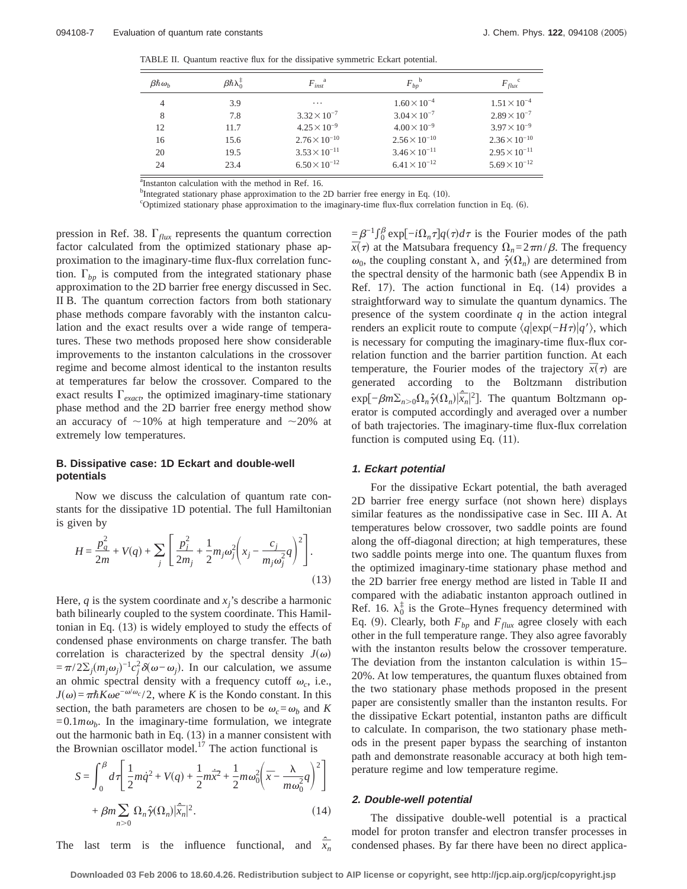TABLE II. Quantum reactive flux for the dissipative symmetric Eckart potential.

| $\beta\hbar\omega_b$ | $\beta\hbar\lambda_0^{\ddagger}$ | $F_{inst}$ [a] | $F_{bp}$ [b] | $F_{flux}$ [c] |
|---|---|---|---|---|
| 4 | 3.9 | ⋯ | $1.60\times10^{-4}$ | $1.51\times10^{-4}$ |
| 8 | 7.8 | $3.32\times10^{-7}$ | $3.04\times10^{-7}$ | $2.89\times10^{-7}$ |
| 12 | 11.7 | $4.25\times10^{-9}$ | $4.00\times10^{-9}$ | $3.97\times10^{-9}$ |
| 16 | 15.6 | $2.76\times10^{-10}$ | $2.56\times10^{-10}$ | $2.36\times10^{-10}$ |
| 20 | 19.5 | $3.53\times10^{-11}$ | $3.46\times10^{-11}$ | $2.95\times10^{-11}$ |
| 24 | 23.4 | $6.50\times10^{-12}$ | $6.41\times10^{-12}$ | $5.69\times10^{-12}$ |

[a]Instanton calculation with the method in Ref. 16.
[b]Integrated stationary phase approximation to the 2D barrier free energy in Eq. (10).
[c]Optimized stationary phase approximation to the imaginary-time flux-flux correlation function in Eq. (6).

pression in Ref. 38. $\Gamma_{flux}$ represents the quantum correction factor calculated from the optimized stationary phase approximation to the imaginary-time flux-flux correlation function. $\Gamma_{bp}$ is computed from the integrated stationary phase approximation to the 2D barrier free energy discussed in Sec. II B. The quantum correction factors from both stationary phase methods compare favorably with the instanton calculation and the exact results over a wide range of temperatures. These two methods proposed here show considerable improvements to the instanton calculations in the crossover regime and become almost identical to the instanton results at temperatures far below the crossover. Compared to the exact results $\Gamma_{exact}$, the optimized imaginary-time stationary phase method and the 2D barrier free energy method show an accuracy of ~10% at high temperature and ~20% at extremely low temperatures.

### B. Dissipative case: 1D Eckart and double-well potentials

Now we discuss the calculation of quantum rate constants for the dissipative 1D potential. The full Hamiltonian is given by

$$H = \frac{p_q^2}{2m} + V(q) + \sum_j \left[ \frac{p_j^2}{2m_j} + \frac{1}{2}m_j\omega_j^2\left(x_j - \frac{c_j}{m_j\omega_j^2}q\right)^2 \right]. \tag{13}$$

Here, $q$ is the system coordinate and $x_j$'s describe a harmonic bath bilinearly coupled to the system coordinate. This Hamiltonian in Eq. (13) is widely employed to study the effects of condensed phase environments on charge transfer. The bath correlation is characterized by the spectral density $J(\omega) = \pi/2\sum_j(m_j\omega_j)^{-1}c_j^2\delta(\omega-\omega_j)$. In our calculation, we assume an ohmic spectral density with a frequency cutoff $\omega_c$, i.e., $J(\omega)=\pi\hbar K\omega e^{-\omega/\omega_c}/2$, where $K$ is the Kondo constant. In this section, the bath parameters are chosen to be $\omega_c=\omega_b$ and $K=0.1m\omega_b$. In the imaginary-time formulation, we integrate out the harmonic bath in Eq. (13) in a manner consistent with the Brownian oscillator model.[17] The action functional is

$$S = \int_0^\beta d\tau\left[\frac{1}{2}m\dot{q}^2 + V(q) + \frac{1}{2}m\dot{\bar{x}}^2 + \frac{1}{2}m\omega_0^2\left(\bar{x} - \frac{\lambda}{m\omega_0^2}q\right)^2\right] + \beta m\sum_{n>0}\Omega_n\hat{\gamma}(\Omega_n)|\hat{\bar{x}}_n|^2. \tag{14}$$

The last term is the influence functional, and $\hat{\bar{x}}_n = \beta^{-1}\int_0^\beta \exp[-i\Omega_n\tau]q(\tau)d\tau$ is the Fourier modes of the path $\overline{x(\tau)}$ at the Matsubara frequency $\Omega_n = 2\pi n/\beta$. The frequency $\omega_0$, the coupling constant $\lambda$, and $\hat{\gamma}(\Omega_n)$ are determined from the spectral density of the harmonic bath (see Appendix B in Ref. 17). The action functional in Eq. (14) provides a straightforward way to simulate the quantum dynamics. The presence of the system coordinate $q$ in the action integral renders an explicit route to compute $\langle q|\exp(-H\tau)|q'\rangle$, which is necessary for computing the imaginary-time flux-flux correlation function and the barrier partition function. At each temperature, the Fourier modes of the trajectory $\overline{x(\tau)}$ are generated according to the Boltzmann distribution $\exp[-\beta m\Sigma_{n>0}\Omega_n\hat{\gamma}(\Omega_n)|\hat{\bar{x}}_n|^2]$. The quantum Boltzmann operator is computed accordingly and averaged over a number of bath trajectories. The imaginary-time flux-flux correlation function is computed using Eq. (11).

#### 1. Eckart potential

For the dissipative Eckart potential, the bath averaged 2D barrier free energy surface (not shown here) displays similar features as the nondissipative case in Sec. III A. At temperatures below crossover, two saddle points are found along the off-diagonal direction; at high temperatures, these two saddle points merge into one. The quantum fluxes from the optimized imaginary-time stationary phase method and the 2D barrier free energy method are listed in Table II and compared with the adiabatic instanton approach outlined in Ref. 16. $\lambda_0^{\ddagger}$ is the Grote–Hynes frequency determined with Eq. (9). Clearly, both $F_{bp}$ and $F_{flux}$ agree closely with each other in the full temperature range. They also agree favorably with the instanton results below the crossover temperature. The deviation from the instanton calculation is within 15–20%. At low temperatures, the quantum fluxes obtained from the two stationary phase methods proposed in the present paper are consistently smaller than the instanton results. For the dissipative Eckart potential, instanton paths are difficult to calculate. In comparison, the two stationary phase methods in the present paper bypass the searching of instanton path and demonstrate reasonable accuracy at both high temperature regime and low temperature regime.

#### 2. Double-well potential

The dissipative double-well potential is a practical model for proton transfer and electron transfer processes in condensed phases. By far there have been no direct applica-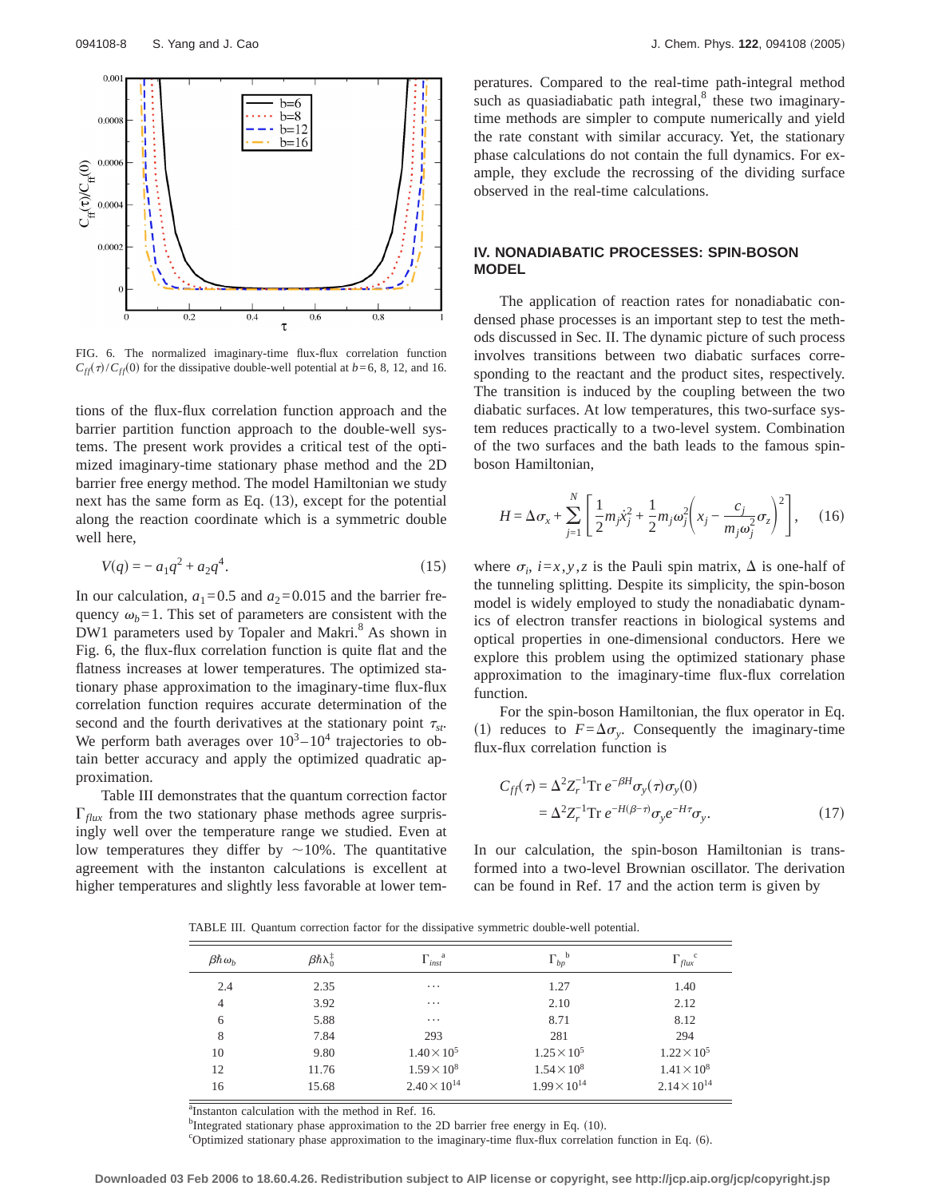FIG. 6. The normalized imaginary-time flux-flux correlation function $C_{ff}(\tau)/C_{ff}(0)$ for the dissipative double-well potential at $b=6$, 8, 12, and 16.

tions of the flux-flux correlation function approach and the barrier partition function approach to the double-well systems. The present work provides a critical test of the optimized imaginary-time stationary phase method and the 2D barrier free energy method. The model Hamiltonian we study next has the same form as Eq. (13), except for the potential along the reaction coordinate which is a symmetric double well here,

$$V(q) = -a_1 q^2 + a_2 q^4. \tag{15}$$

In our calculation, $a_1=0.5$ and $a_2=0.015$ and the barrier frequency $\omega_b=1$. This set of parameters are consistent with the DW1 parameters used by Topaler and Makri.[8] As shown in Fig. 6, the flux-flux correlation function is quite flat and the flatness increases at lower temperatures. The optimized stationary phase approximation to the imaginary-time flux-flux correlation function requires accurate determination of the second and the fourth derivatives at the stationary point $\tau_{st}$. We perform bath averages over $10^3$–$10^4$ trajectories to obtain better accuracy and apply the optimized quadratic approximation.

Table III demonstrates that the quantum correction factor $\Gamma_{flux}$ from the two stationary phase methods agree surprisingly well over the temperature range we studied. Even at low temperatures they differ by ~10%. The quantitative agreement with the instanton calculations is excellent at higher temperatures and slightly less favorable at lower temperatures. Compared to the real-time path-integral method such as quasiadiabatic path integral,[8] these two imaginary-time methods are simpler to compute numerically and yield the rate constant with similar accuracy. Yet, the stationary phase calculations do not contain the full dynamics. For example, they exclude the recrossing of the dividing surface observed in the real-time calculations.

## IV. NONADIABATIC PROCESSES: SPIN-BOSON MODEL

The application of reaction rates for nonadiabatic condensed phase processes is an important step to test the methods discussed in Sec. II. The dynamic picture of such process involves transitions between two diabatic surfaces corresponding to the reactant and the product sites, respectively. The transition is induced by the coupling between the two diabatic surfaces. At low temperatures, this two-surface system reduces practically to a two-level system. Combination of the two surfaces and the bath leads to the famous spin-boson Hamiltonian,

$$H = \Delta\sigma_x + \sum_{j=1}^{N}\left[\frac{1}{2}m_j\dot{x}_j^2 + \frac{1}{2}m_j\omega_j^2\left(x_j - \frac{c_j}{m_j\omega_j^2}\sigma_z\right)^2\right], \tag{16}$$

where $\sigma_i$, $i=x,y,z$ is the Pauli spin matrix, $\Delta$ is one-half of the tunneling splitting. Despite its simplicity, the spin-boson model is widely employed to study the nonadiabatic dynamics of electron transfer reactions in biological systems and optical properties in one-dimensional conductors. Here we explore this problem using the optimized stationary phase approximation to the imaginary-time flux-flux correlation function.

For the spin-boson Hamiltonian, the flux operator in Eq. (1) reduces to $F=\Delta\sigma_y$. Consequently the imaginary-time flux-flux correlation function is

$$\begin{aligned} C_{ff}(\tau) &= \Delta^2 Z_r^{-1}\mathrm{Tr}\, e^{-\beta H}\sigma_y(\tau)\sigma_y(0) \\ &= \Delta^2 Z_r^{-1}\mathrm{Tr}\, e^{-H(\beta-\tau)}\sigma_y e^{-H\tau}\sigma_y. \end{aligned} \tag{17}$$

In our calculation, the spin-boson Hamiltonian is transformed into a two-level Brownian oscillator. The derivation can be found in Ref. 17 and the action term is given by

TABLE III. Quantum correction factor for the dissipative symmetric double-well potential.

| $\beta\hbar\omega_b$ | $\beta\hbar\lambda_0^{\ddagger}$ | $\Gamma_{inst}$ [a] | $\Gamma_{bp}$ [b] | $\Gamma_{flux}$ [c] |
|---|---|---|---|---|
| 2.4 | 2.35 | ··· | 1.27 | 1.40 |
| 4 | 3.92 | ··· | 2.10 | 2.12 |
| 6 | 5.88 | ··· | 8.71 | 8.12 |
| 8 | 7.84 | 293 | 281 | 294 |
| 10 | 9.80 | $1.40\times10^5$ | $1.25\times10^5$ | $1.22\times10^5$ |
| 12 | 11.76 | $1.59\times10^8$ | $1.54\times10^8$ | $1.41\times10^8$ |
| 16 | 15.68 | $2.40\times10^{14}$ | $1.99\times10^{14}$ | $2.14\times10^{14}$ |

[a] Instanton calculation with the method in Ref. 16.
[b] Integrated stationary phase approximation to the 2D barrier free energy in Eq. (10).
[c] Optimized stationary phase approximation to the imaginary-time flux-flux correlation function in Eq. (6).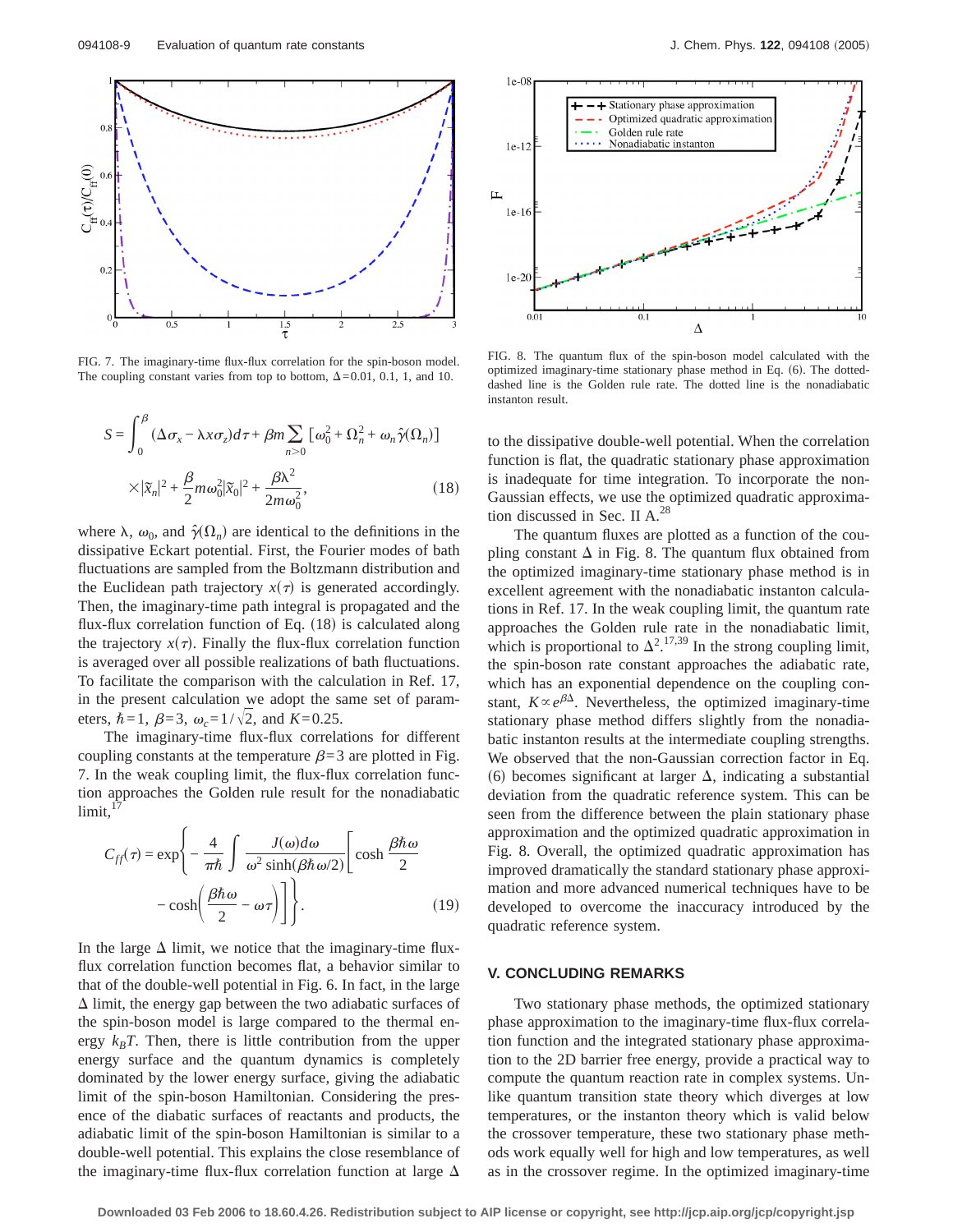FIG. 7. The imaginary-time flux-flux correlation for the spin-boson model. The coupling constant varies from top to bottom, $\Delta=0.01$, 0.1, 1, and 10.

$$S=\int_0^\beta (\Delta\sigma_x-\lambda x\sigma_z)d\tau+\beta m\sum_{n>0}\left[\omega_0^2+\Omega_n^2+\omega_n\hat{\gamma}(\Omega_n)\right]\times|\tilde{x}_n|^2+\frac{\beta}{2}m\omega_0^2|\tilde{x}_0|^2+\frac{\beta\lambda^2}{2m\omega_0^2}, \tag{18}$$

where $\lambda$, $\omega_0$, and $\hat{\gamma}(\Omega_n)$ are identical to the definitions in the dissipative Eckart potential. First, the Fourier modes of bath fluctuations are sampled from the Boltzmann distribution and the Euclidean path trajectory $x(\tau)$ is generated accordingly. Then, the imaginary-time path integral is propagated and the flux-flux correlation function of Eq. (18) is calculated along the trajectory $x(\tau)$. Finally the flux-flux correlation function is averaged over all possible realizations of bath fluctuations. To facilitate the comparison with the calculation in Ref. 17, in the present calculation we adopt the same set of parameters, $\hbar=1$, $\beta=3$, $\omega_c=1/\sqrt{2}$, and $K=0.25$.

The imaginary-time flux-flux correlations for different coupling constants at the temperature $\beta=3$ are plotted in Fig. 7. In the weak coupling limit, the flux-flux correlation function approaches the Golden rule result for the nonadiabatic limit,[17]

$$C_{ff}(\tau)=\exp\left\{-\frac{4}{\pi\hbar}\int\frac{J(\omega)d\omega}{\omega^2\sinh(\beta\hbar\omega/2)}\left[\cosh\frac{\beta\hbar\omega}{2}-\cosh\left(\frac{\beta\hbar\omega}{2}-\omega\tau\right)\right]\right\}. \tag{19}$$

In the large $\Delta$ limit, we notice that the imaginary-time flux-flux correlation function becomes flat, a behavior similar to that of the double-well potential in Fig. 6. In fact, in the large $\Delta$ limit, the energy gap between the two adiabatic surfaces of the spin-boson model is large compared to the thermal energy $k_BT$. Then, there is little contribution from the upper energy surface and the quantum dynamics is completely dominated by the lower energy surface, giving the adiabatic limit of the spin-boson Hamiltonian. Considering the presence of the diabatic surfaces of reactants and products, the adiabatic limit of the spin-boson Hamiltonian is similar to a double-well potential. This explains the close resemblance of the imaginary-time flux-flux correlation function at large $\Delta$ to the dissipative double-well potential. When the correlation function is flat, the quadratic stationary phase approximation is inadequate for time integration. To incorporate the non-Gaussian effects, we use the optimized quadratic approximation discussed in Sec. II A.[28]

FIG. 8. The quantum flux of the spin-boson model calculated with the optimized imaginary-time stationary phase method in Eq. (6). The dotted-dashed line is the Golden rule rate. The dotted line is the nonadiabatic instanton result.

The quantum fluxes are plotted as a function of the coupling constant $\Delta$ in Fig. 8. The quantum flux obtained from the optimized imaginary-time stationary phase method is in excellent agreement with the nonadiabatic instanton calculations in Ref. 17. In the weak coupling limit, the quantum rate approaches the Golden rule rate in the nonadiabatic limit, which is proportional to $\Delta^2$.[17,39] In the strong coupling limit, the spin-boson rate constant approaches the adiabatic rate, which has an exponential dependence on the coupling constant, $K\propto e^{\beta\Delta}$. Nevertheless, the optimized imaginary-time stationary phase method differs slightly from the nonadiabatic instanton results at the intermediate coupling strengths. We observed that the non-Gaussian correction factor in Eq. (6) becomes significant at larger $\Delta$, indicating a substantial deviation from the quadratic reference system. This can be seen from the difference between the plain stationary phase approximation and the optimized quadratic approximation in Fig. 8. Overall, the optimized quadratic approximation has improved dramatically the standard stationary phase approximation and more advanced numerical techniques have to be developed to overcome the inaccuracy introduced by the quadratic reference system.

## V. CONCLUDING REMARKS

Two stationary phase methods, the optimized stationary phase approximation to the imaginary-time flux-flux correlation function and the integrated stationary phase approximation to the 2D barrier free energy, provide a practical way to compute the quantum reaction rate in complex systems. Unlike quantum transition state theory which diverges at low temperatures, or the instanton theory which is valid below the crossover temperature, these two stationary phase methods work equally well for high and low temperatures, as well as in the crossover regime. In the optimized imaginary-time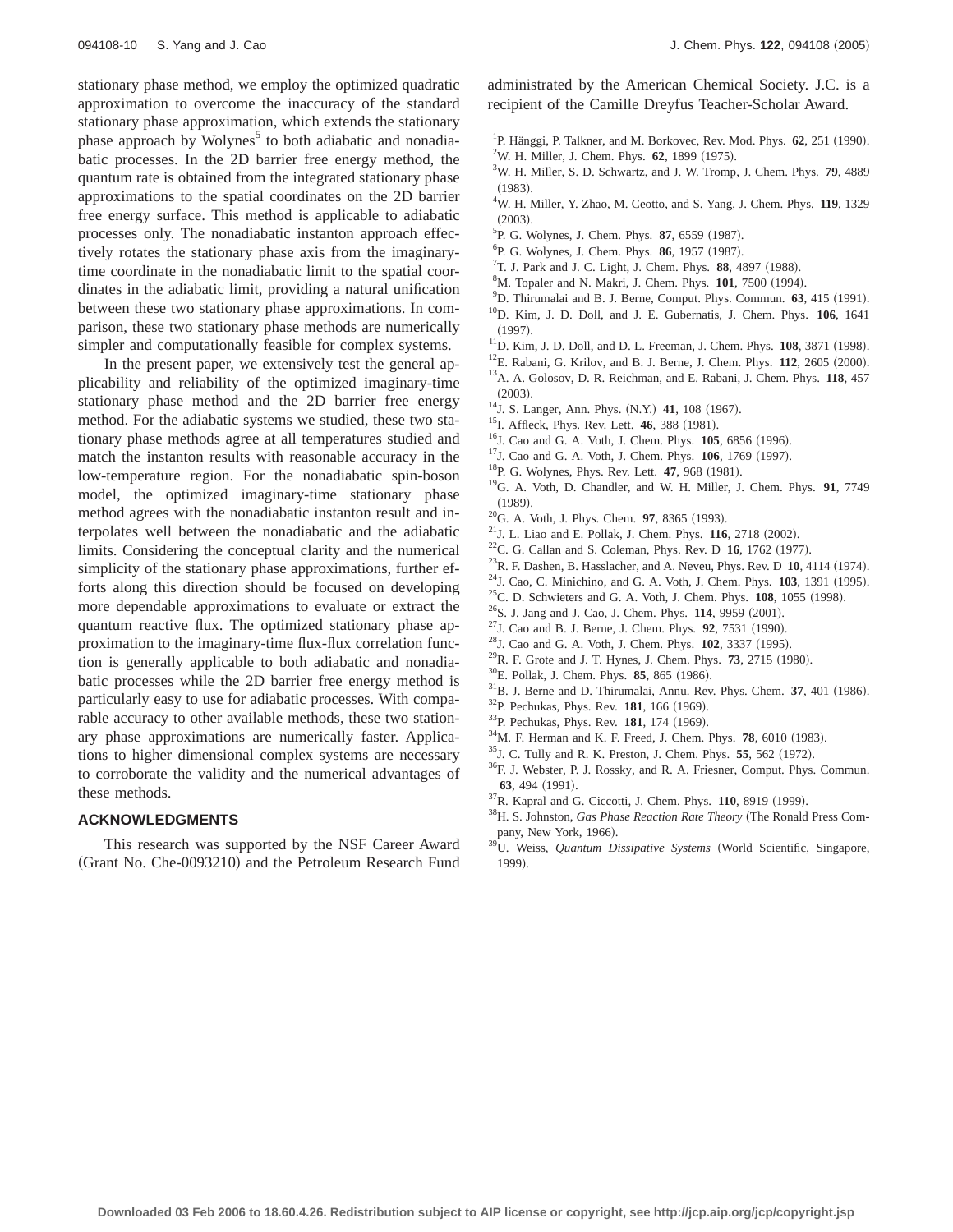stationary phase method, we employ the optimized quadratic approximation to overcome the inaccuracy of the standard stationary phase approximation, which extends the stationary phase approach by Wolynes[5] to both adiabatic and nonadiabatic processes. In the 2D barrier free energy method, the quantum rate is obtained from the integrated stationary phase approximations to the spatial coordinates on the 2D barrier free energy surface. This method is applicable to adiabatic processes only. The nonadiabatic instanton approach effectively rotates the stationary phase axis from the imaginary-time coordinate in the nonadiabatic limit to the spatial coordinates in the adiabatic limit, providing a natural unification between these two stationary phase approximations. In comparison, these two stationary phase methods are numerically simpler and computationally feasible for complex systems.

In the present paper, we extensively test the general applicability and reliability of the optimized imaginary-time stationary phase method and the 2D barrier free energy method. For the adiabatic systems we studied, these two stationary phase methods agree at all temperatures studied and match the instanton results with reasonable accuracy in the low-temperature region. For the nonadiabatic spin-boson model, the optimized imaginary-time stationary phase method agrees with the nonadiabatic instanton result and interpolates well between the nonadiabatic and the adiabatic limits. Considering the conceptual clarity and the numerical simplicity of the stationary phase approximations, further efforts along this direction should be focused on developing more dependable approximations to evaluate or extract the quantum reactive flux. The optimized stationary phase approximation to the imaginary-time flux-flux correlation function is generally applicable to both adiabatic and nonadiabatic processes while the 2D barrier free energy method is particularly easy to use for adiabatic processes. With comparable accuracy to other available methods, these two stationary phase approximations are numerically faster. Applications to higher dimensional complex systems are necessary to corroborate the validity and the numerical advantages of these methods.

## ACKNOWLEDGMENTS

This research was supported by the NSF Career Award (Grant No. Che-0093210) and the Petroleum Research Fund administrated by the American Chemical Society. J.C. is a recipient of the Camille Dreyfus Teacher-Scholar Award.

[1] P. Hänggi, P. Talkner, and M. Borkovec, Rev. Mod. Phys. **62**, 251 (1990).
[2] W. H. Miller, J. Chem. Phys. **62**, 1899 (1975).
[3] W. H. Miller, S. D. Schwartz, and J. W. Tromp, J. Chem. Phys. **79**, 4889 (1983).
[4] W. H. Miller, Y. Zhao, M. Ceotto, and S. Yang, J. Chem. Phys. **119**, 1329 (2003).
[5] P. G. Wolynes, J. Chem. Phys. **87**, 6559 (1987).
[6] P. G. Wolynes, J. Chem. Phys. **86**, 1957 (1987).
[7] T. J. Park and J. C. Light, J. Chem. Phys. **88**, 4897 (1988).
[8] M. Topaler and N. Makri, J. Chem. Phys. **101**, 7500 (1994).
[9] D. Thirumalai and B. J. Berne, Comput. Phys. Commun. **63**, 415 (1991).
[10] D. Kim, J. D. Doll, and J. E. Gubernatis, J. Chem. Phys. **106**, 1641 (1997).
[11] D. Kim, J. D. Doll, and D. L. Freeman, J. Chem. Phys. **108**, 3871 (1998).
[12] E. Rabani, G. Krilov, and B. J. Berne, J. Chem. Phys. **112**, 2605 (2000).
[13] A. A. Golosov, D. R. Reichman, and E. Rabani, J. Chem. Phys. **118**, 457 (2003).
[14] J. S. Langer, Ann. Phys. (N.Y.) **41**, 108 (1967).
[15] I. Affleck, Phys. Rev. Lett. **46**, 388 (1981).
[16] J. Cao and G. A. Voth, J. Chem. Phys. **105**, 6856 (1996).
[17] J. Cao and G. A. Voth, J. Chem. Phys. **106**, 1769 (1997).
[18] P. G. Wolynes, Phys. Rev. Lett. **47**, 968 (1981).
[19] G. A. Voth, D. Chandler, and W. H. Miller, J. Chem. Phys. **91**, 7749 (1989).
[20] G. A. Voth, J. Phys. Chem. **97**, 8365 (1993).
[21] J. L. Liao and E. Pollak, J. Chem. Phys. **116**, 2718 (2002).
[22] C. G. Callan and S. Coleman, Phys. Rev. D **16**, 1762 (1977).
[23] R. F. Dashen, B. Hasslacher, and A. Neveu, Phys. Rev. D **10**, 4114 (1974).
[24] J. Cao, C. Minichino, and G. A. Voth, J. Chem. Phys. **103**, 1391 (1995).
[25] C. D. Schwieters and G. A. Voth, J. Chem. Phys. **108**, 1055 (1998).
[26] S. J. Jang and J. Cao, J. Chem. Phys. **114**, 9959 (2001).
[27] J. Cao and B. J. Berne, J. Chem. Phys. **92**, 7531 (1990).
[28] J. Cao and G. A. Voth, J. Chem. Phys. **102**, 3337 (1995).
[29] R. F. Grote and J. T. Hynes, J. Chem. Phys. **73**, 2715 (1980).
[30] E. Pollak, J. Chem. Phys. **85**, 865 (1986).
[31] B. J. Berne and D. Thirumalai, Annu. Rev. Phys. Chem. **37**, 401 (1986).
[32] P. Pechukas, Phys. Rev. **181**, 166 (1969).
[33] P. Pechukas, Phys. Rev. **181**, 174 (1969).
[34] M. F. Herman and K. F. Freed, J. Chem. Phys. **78**, 6010 (1983).
[35] J. C. Tully and R. K. Preston, J. Chem. Phys. **55**, 562 (1972).
[36] F. J. Webster, P. J. Rossky, and R. A. Friesner, Comput. Phys. Commun. **63**, 494 (1991).
[37] R. Kapral and G. Ciccotti, J. Chem. Phys. **110**, 8919 (1999).
[38] H. S. Johnston, *Gas Phase Reaction Rate Theory* (The Ronald Press Company, New York, 1966).
[39] U. Weiss, *Quantum Dissipative Systems* (World Scientific, Singapore, 1999).